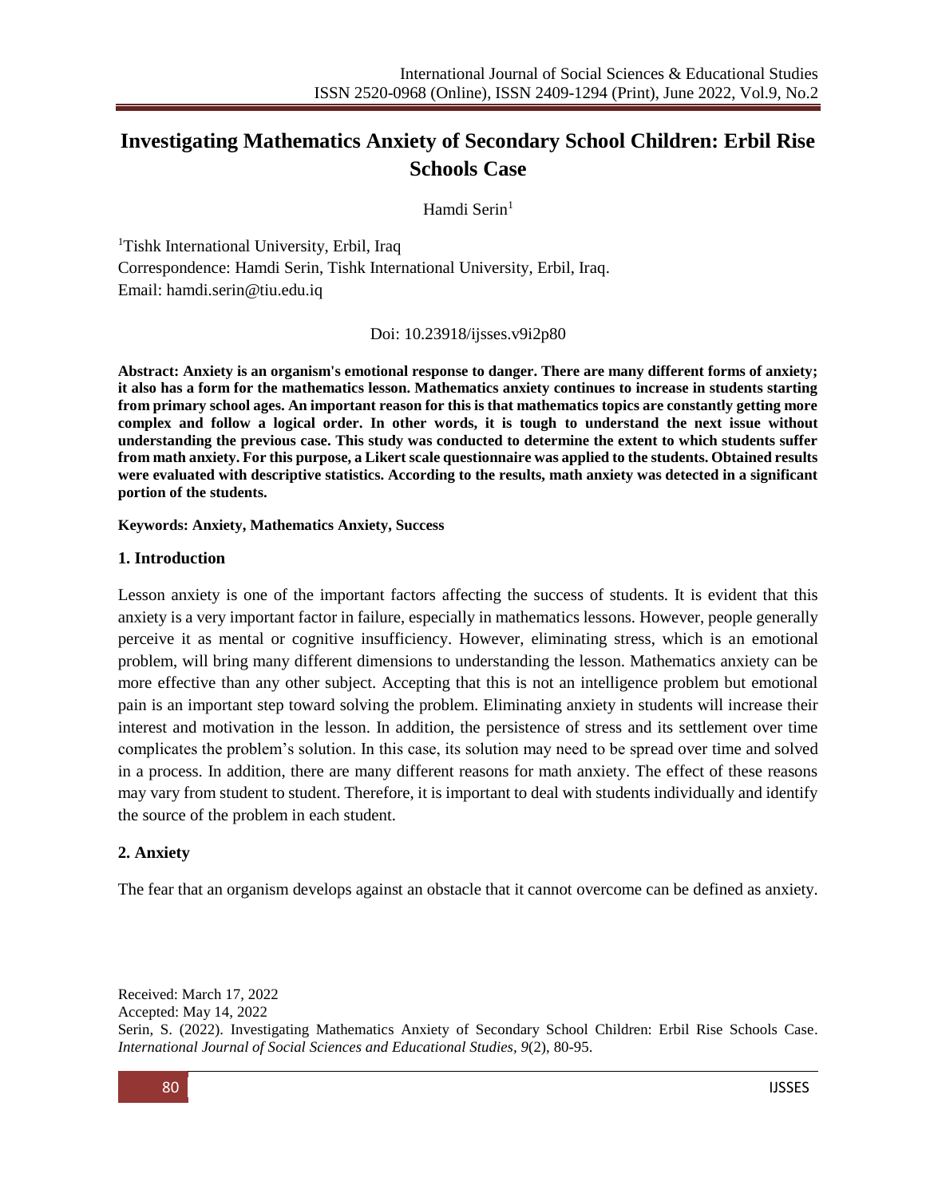# Investigating Mathematics Anxiety of Secondary School Children: Erbil Rise Schools Case

Hamdi Serin[1]

[1]Tishk International University, Erbil, Iraq
Correspondence: Hamdi Serin, Tishk International University, Erbil, Iraq.
Email: hamdi.serin@tiu.edu.iq

Doi: 10.23918/ijsses.v9i2p80

**Abstract: Anxiety is an organism's emotional response to danger. There are many different forms of anxiety; it also has a form for the mathematics lesson. Mathematics anxiety continues to increase in students starting from primary school ages. An important reason for this is that mathematics topics are constantly getting more complex and follow a logical order. In other words, it is tough to understand the next issue without understanding the previous case. This study was conducted to determine the extent to which students suffer from math anxiety. For this purpose, a Likert scale questionnaire was applied to the students. Obtained results were evaluated with descriptive statistics. According to the results, math anxiety was detected in a significant portion of the students.**

**Keywords: Anxiety, Mathematics Anxiety, Success**

## 1. Introduction

Lesson anxiety is one of the important factors affecting the success of students. It is evident that this anxiety is a very important factor in failure, especially in mathematics lessons. However, people generally perceive it as mental or cognitive insufficiency. However, eliminating stress, which is an emotional problem, will bring many different dimensions to understanding the lesson. Mathematics anxiety can be more effective than any other subject. Accepting that this is not an intelligence problem but emotional pain is an important step toward solving the problem. Eliminating anxiety in students will increase their interest and motivation in the lesson. In addition, the persistence of stress and its settlement over time complicates the problem's solution. In this case, its solution may need to be spread over time and solved in a process. In addition, there are many different reasons for math anxiety. The effect of these reasons may vary from student to student. Therefore, it is important to deal with students individually and identify the source of the problem in each student.

## 2. Anxiety

The fear that an organism develops against an obstacle that it cannot overcome can be defined as anxiety.

Received: March 17, 2022
Accepted: May 14, 2022
Serin, S. (2022). Investigating Mathematics Anxiety of Secondary School Children: Erbil Rise Schools Case. *International Journal of Social Sciences and Educational Studies, 9*(2), 80-95.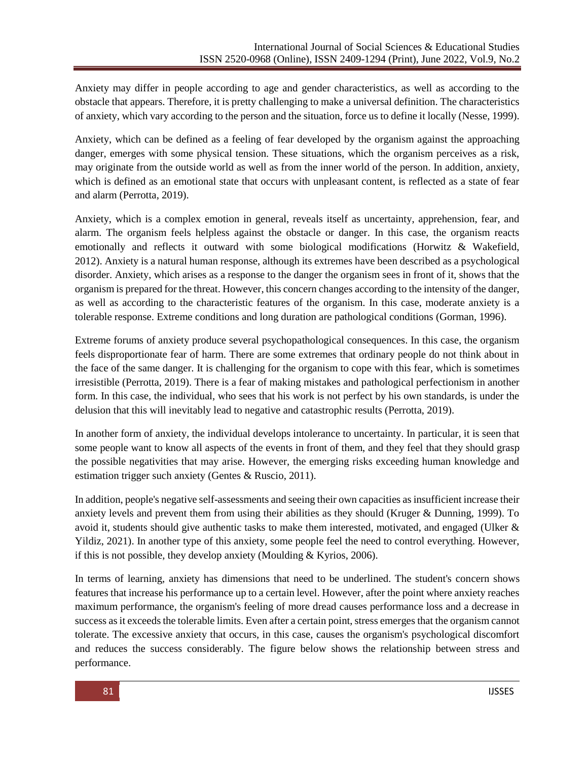Anxiety may differ in people according to age and gender characteristics, as well as according to the obstacle that appears. Therefore, it is pretty challenging to make a universal definition. The characteristics of anxiety, which vary according to the person and the situation, force us to define it locally (Nesse, 1999).

Anxiety, which can be defined as a feeling of fear developed by the organism against the approaching danger, emerges with some physical tension. These situations, which the organism perceives as a risk, may originate from the outside world as well as from the inner world of the person. In addition, anxiety, which is defined as an emotional state that occurs with unpleasant content, is reflected as a state of fear and alarm (Perrotta, 2019).

Anxiety, which is a complex emotion in general, reveals itself as uncertainty, apprehension, fear, and alarm. The organism feels helpless against the obstacle or danger. In this case, the organism reacts emotionally and reflects it outward with some biological modifications (Horwitz & Wakefield, 2012). Anxiety is a natural human response, although its extremes have been described as a psychological disorder. Anxiety, which arises as a response to the danger the organism sees in front of it, shows that the organism is prepared for the threat. However, this concern changes according to the intensity of the danger, as well as according to the characteristic features of the organism. In this case, moderate anxiety is a tolerable response. Extreme conditions and long duration are pathological conditions (Gorman, 1996).

Extreme forums of anxiety produce several psychopathological consequences. In this case, the organism feels disproportionate fear of harm. There are some extremes that ordinary people do not think about in the face of the same danger. It is challenging for the organism to cope with this fear, which is sometimes irresistible (Perrotta, 2019). There is a fear of making mistakes and pathological perfectionism in another form. In this case, the individual, who sees that his work is not perfect by his own standards, is under the delusion that this will inevitably lead to negative and catastrophic results (Perrotta, 2019).

In another form of anxiety, the individual develops intolerance to uncertainty. In particular, it is seen that some people want to know all aspects of the events in front of them, and they feel that they should grasp the possible negativities that may arise. However, the emerging risks exceeding human knowledge and estimation trigger such anxiety (Gentes & Ruscio, 2011).

In addition, people's negative self-assessments and seeing their own capacities as insufficient increase their anxiety levels and prevent them from using their abilities as they should (Kruger & Dunning, 1999). To avoid it, students should give authentic tasks to make them interested, motivated, and engaged (Ulker & Yildiz, 2021). In another type of this anxiety, some people feel the need to control everything. However, if this is not possible, they develop anxiety (Moulding & Kyrios, 2006).

In terms of learning, anxiety has dimensions that need to be underlined. The student's concern shows features that increase his performance up to a certain level. However, after the point where anxiety reaches maximum performance, the organism's feeling of more dread causes performance loss and a decrease in success as it exceeds the tolerable limits. Even after a certain point, stress emerges that the organism cannot tolerate. The excessive anxiety that occurs, in this case, causes the organism's psychological discomfort and reduces the success considerably. The figure below shows the relationship between stress and performance.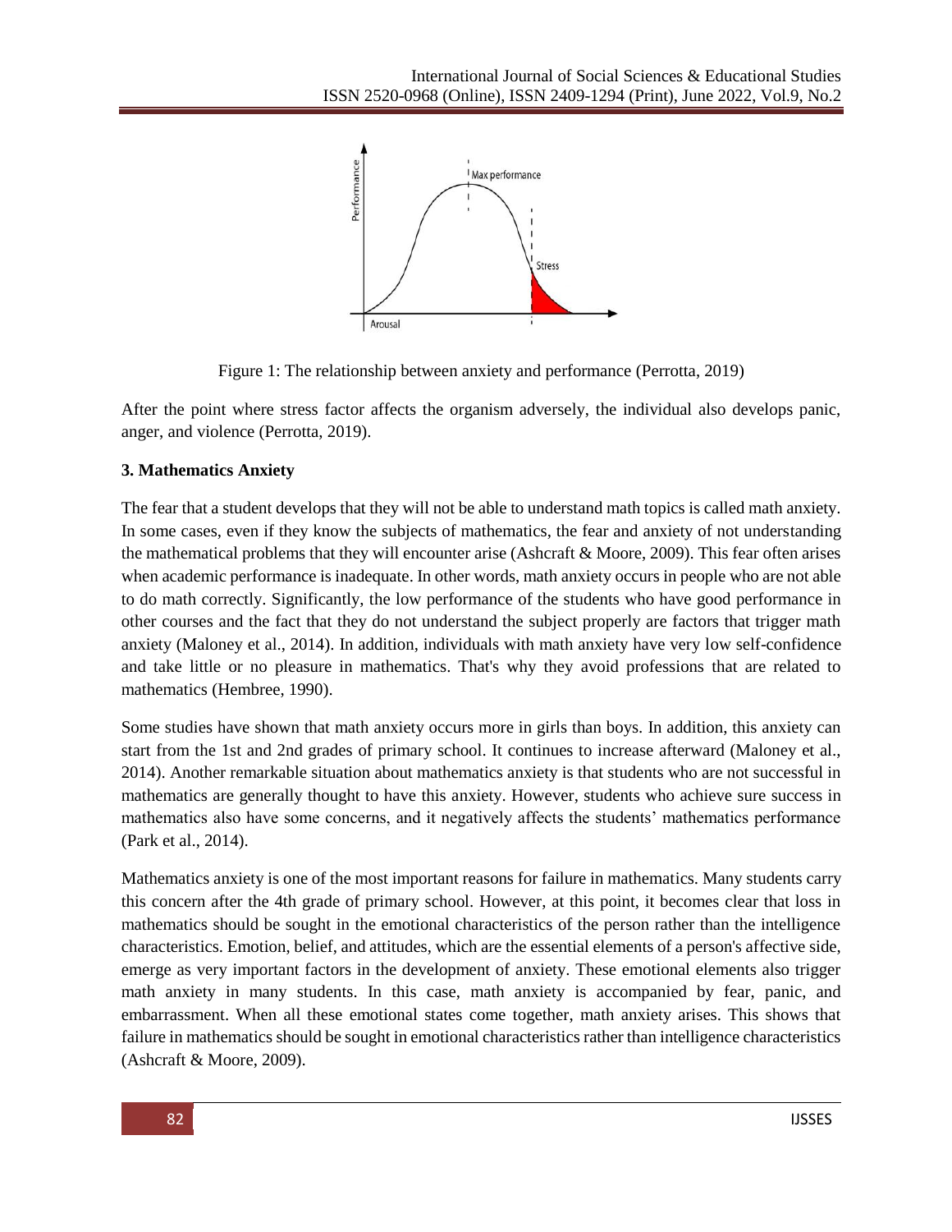Figure 1: The relationship between anxiety and performance (Perrotta, 2019)

After the point where stress factor affects the organism adversely, the individual also develops panic, anger, and violence (Perrotta, 2019).

### 3. Mathematics Anxiety

The fear that a student develops that they will not be able to understand math topics is called math anxiety. In some cases, even if they know the subjects of mathematics, the fear and anxiety of not understanding the mathematical problems that they will encounter arise (Ashcraft & Moore, 2009). This fear often arises when academic performance is inadequate. In other words, math anxiety occurs in people who are not able to do math correctly. Significantly, the low performance of the students who have good performance in other courses and the fact that they do not understand the subject properly are factors that trigger math anxiety (Maloney et al., 2014). In addition, individuals with math anxiety have very low self-confidence and take little or no pleasure in mathematics. That's why they avoid professions that are related to mathematics (Hembree, 1990).

Some studies have shown that math anxiety occurs more in girls than boys. In addition, this anxiety can start from the 1st and 2nd grades of primary school. It continues to increase afterward (Maloney et al., 2014). Another remarkable situation about mathematics anxiety is that students who are not successful in mathematics are generally thought to have this anxiety. However, students who achieve sure success in mathematics also have some concerns, and it negatively affects the students' mathematics performance (Park et al., 2014).

Mathematics anxiety is one of the most important reasons for failure in mathematics. Many students carry this concern after the 4th grade of primary school. However, at this point, it becomes clear that loss in mathematics should be sought in the emotional characteristics of the person rather than the intelligence characteristics. Emotion, belief, and attitudes, which are the essential elements of a person's affective side, emerge as very important factors in the development of anxiety. These emotional elements also trigger math anxiety in many students. In this case, math anxiety is accompanied by fear, panic, and embarrassment. When all these emotional states come together, math anxiety arises. This shows that failure in mathematics should be sought in emotional characteristics rather than intelligence characteristics (Ashcraft & Moore, 2009).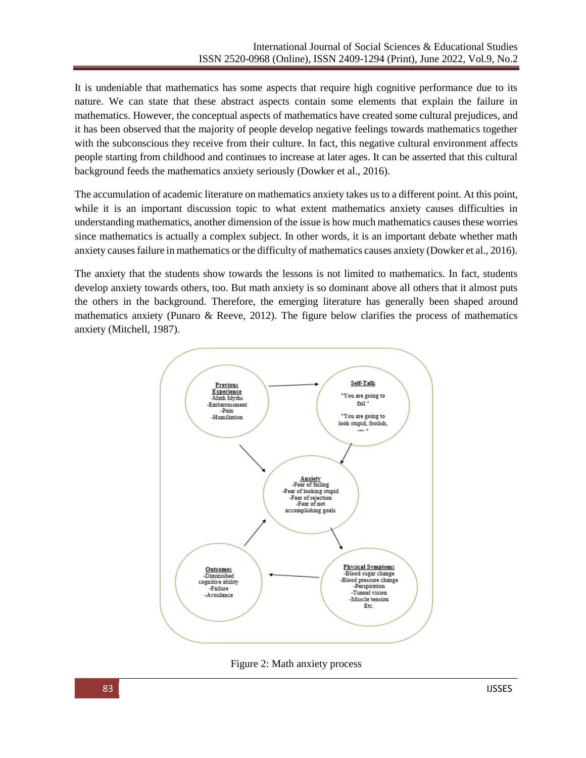It is undeniable that mathematics has some aspects that require high cognitive performance due to its nature. We can state that these abstract aspects contain some elements that explain the failure in mathematics. However, the conceptual aspects of mathematics have created some cultural prejudices, and it has been observed that the majority of people develop negative feelings towards mathematics together with the subconscious they receive from their culture. In fact, this negative cultural environment affects people starting from childhood and continues to increase at later ages. It can be asserted that this cultural background feeds the mathematics anxiety seriously (Dowker et al., 2016).

The accumulation of academic literature on mathematics anxiety takes us to a different point. At this point, while it is an important discussion topic to what extent mathematics anxiety causes difficulties in understanding mathematics, another dimension of the issue is how much mathematics causes these worries since mathematics is actually a complex subject. In other words, it is an important debate whether math anxiety causes failure in mathematics or the difficulty of mathematics causes anxiety (Dowker et al., 2016).

The anxiety that the students show towards the lessons is not limited to mathematics. In fact, students develop anxiety towards others, too. But math anxiety is so dominant above all others that it almost puts the others in the background. Therefore, the emerging literature has generally been shaped around mathematics anxiety (Punaro & Reeve, 2012). The figure below clarifies the process of mathematics anxiety (Mitchell, 1987).

**Previous Experience**
-Math Myths
-Embarrassment
-Pain
-Humiliation

**Self-Talk**
"You are going to fail."
"You are going to look stupid, foolish, etc."

**Anxiety**
-Fear of failing
-Fear of looking stupid
-Fear of rejection
-Fear of not accomplishing goals

**Physical Symptoms**
-Blood sugar change
-Blood pressure change
-Perspiration
-Tunnel vision
-Muscle tension
Etc.

**Outcomes**
-Diminished cognitive ability
-Failure
-Avoidance

Figure 2: Math anxiety process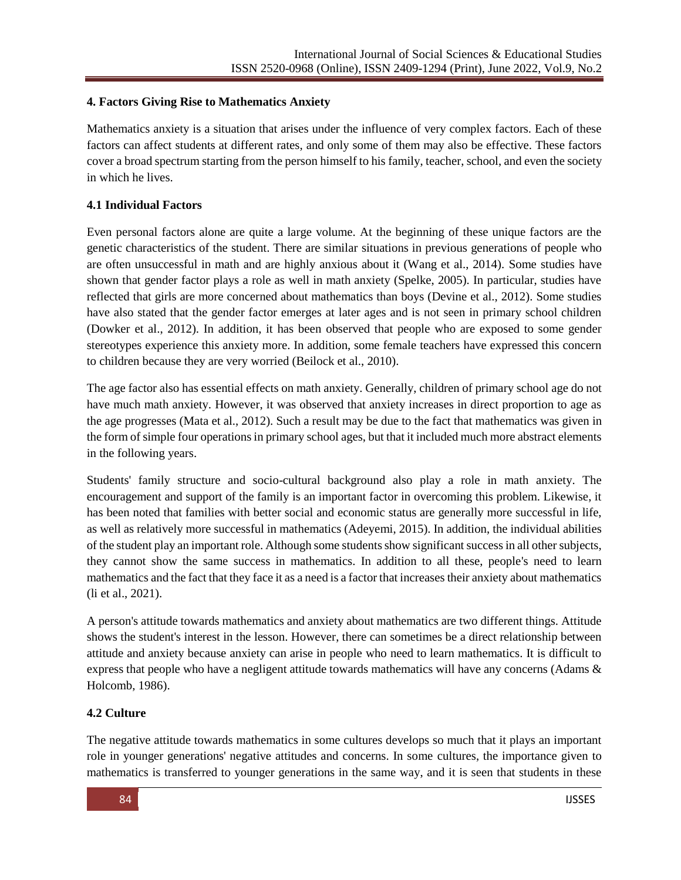## 4. Factors Giving Rise to Mathematics Anxiety

Mathematics anxiety is a situation that arises under the influence of very complex factors. Each of these factors can affect students at different rates, and only some of them may also be effective. These factors cover a broad spectrum starting from the person himself to his family, teacher, school, and even the society in which he lives.

### 4.1 Individual Factors

Even personal factors alone are quite a large volume. At the beginning of these unique factors are the genetic characteristics of the student. There are similar situations in previous generations of people who are often unsuccessful in math and are highly anxious about it (Wang et al., 2014). Some studies have shown that gender factor plays a role as well in math anxiety (Spelke, 2005). In particular, studies have reflected that girls are more concerned about mathematics than boys (Devine et al., 2012). Some studies have also stated that the gender factor emerges at later ages and is not seen in primary school children (Dowker et al., 2012). In addition, it has been observed that people who are exposed to some gender stereotypes experience this anxiety more. In addition, some female teachers have expressed this concern to children because they are very worried (Beilock et al., 2010).

The age factor also has essential effects on math anxiety. Generally, children of primary school age do not have much math anxiety. However, it was observed that anxiety increases in direct proportion to age as the age progresses (Mata et al., 2012). Such a result may be due to the fact that mathematics was given in the form of simple four operations in primary school ages, but that it included much more abstract elements in the following years.

Students' family structure and socio-cultural background also play a role in math anxiety. The encouragement and support of the family is an important factor in overcoming this problem. Likewise, it has been noted that families with better social and economic status are generally more successful in life, as well as relatively more successful in mathematics (Adeyemi, 2015). In addition, the individual abilities of the student play an important role. Although some students show significant success in all other subjects, they cannot show the same success in mathematics. In addition to all these, people's need to learn mathematics and the fact that they face it as a need is a factor that increases their anxiety about mathematics (li et al., 2021).

A person's attitude towards mathematics and anxiety about mathematics are two different things. Attitude shows the student's interest in the lesson. However, there can sometimes be a direct relationship between attitude and anxiety because anxiety can arise in people who need to learn mathematics. It is difficult to express that people who have a negligent attitude towards mathematics will have any concerns (Adams & Holcomb, 1986).

### 4.2 Culture

The negative attitude towards mathematics in some cultures develops so much that it plays an important role in younger generations' negative attitudes and concerns. In some cultures, the importance given to mathematics is transferred to younger generations in the same way, and it is seen that students in these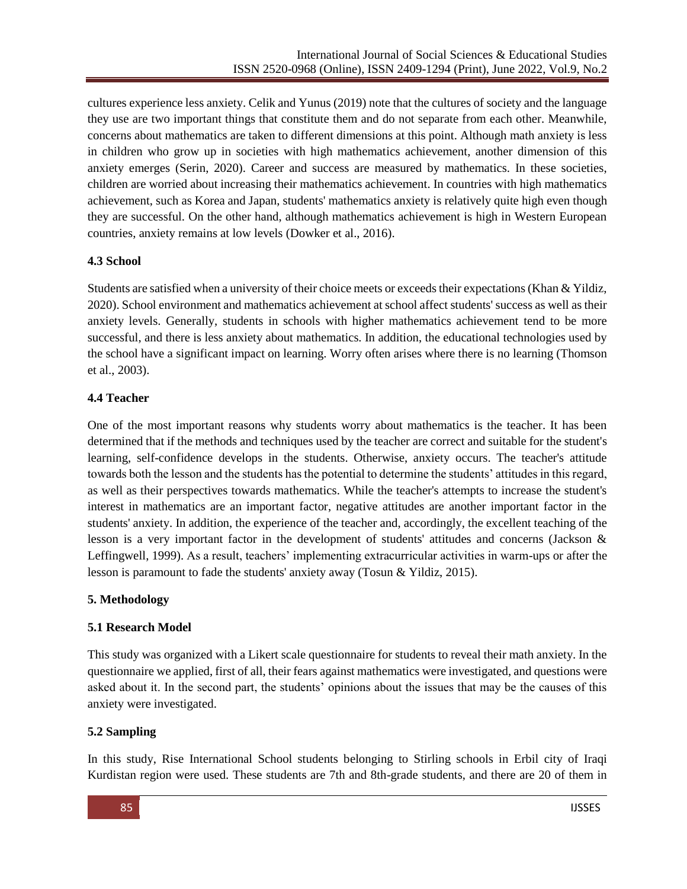cultures experience less anxiety. Celik and Yunus (2019) note that the cultures of society and the language they use are two important things that constitute them and do not separate from each other. Meanwhile, concerns about mathematics are taken to different dimensions at this point. Although math anxiety is less in children who grow up in societies with high mathematics achievement, another dimension of this anxiety emerges (Serin, 2020). Career and success are measured by mathematics. In these societies, children are worried about increasing their mathematics achievement. In countries with high mathematics achievement, such as Korea and Japan, students' mathematics anxiety is relatively quite high even though they are successful. On the other hand, although mathematics achievement is high in Western European countries, anxiety remains at low levels (Dowker et al., 2016).

### 4.3 School

Students are satisfied when a university of their choice meets or exceeds their expectations (Khan & Yildiz, 2020). School environment and mathematics achievement at school affect students' success as well as their anxiety levels. Generally, students in schools with higher mathematics achievement tend to be more successful, and there is less anxiety about mathematics. In addition, the educational technologies used by the school have a significant impact on learning. Worry often arises where there is no learning (Thomson et al., 2003).

### 4.4 Teacher

One of the most important reasons why students worry about mathematics is the teacher. It has been determined that if the methods and techniques used by the teacher are correct and suitable for the student's learning, self-confidence develops in the students. Otherwise, anxiety occurs. The teacher's attitude towards both the lesson and the students has the potential to determine the students' attitudes in this regard, as well as their perspectives towards mathematics. While the teacher's attempts to increase the student's interest in mathematics are an important factor, negative attitudes are another important factor in the students' anxiety. In addition, the experience of the teacher and, accordingly, the excellent teaching of the lesson is a very important factor in the development of students' attitudes and concerns (Jackson & Leffingwell, 1999). As a result, teachers' implementing extracurricular activities in warm-ups or after the lesson is paramount to fade the students' anxiety away (Tosun & Yildiz, 2015).

## 5. Methodology

### 5.1 Research Model

This study was organized with a Likert scale questionnaire for students to reveal their math anxiety. In the questionnaire we applied, first of all, their fears against mathematics were investigated, and questions were asked about it. In the second part, the students' opinions about the issues that may be the causes of this anxiety were investigated.

### 5.2 Sampling

In this study, Rise International School students belonging to Stirling schools in Erbil city of Iraqi Kurdistan region were used. These students are 7th and 8th-grade students, and there are 20 of them in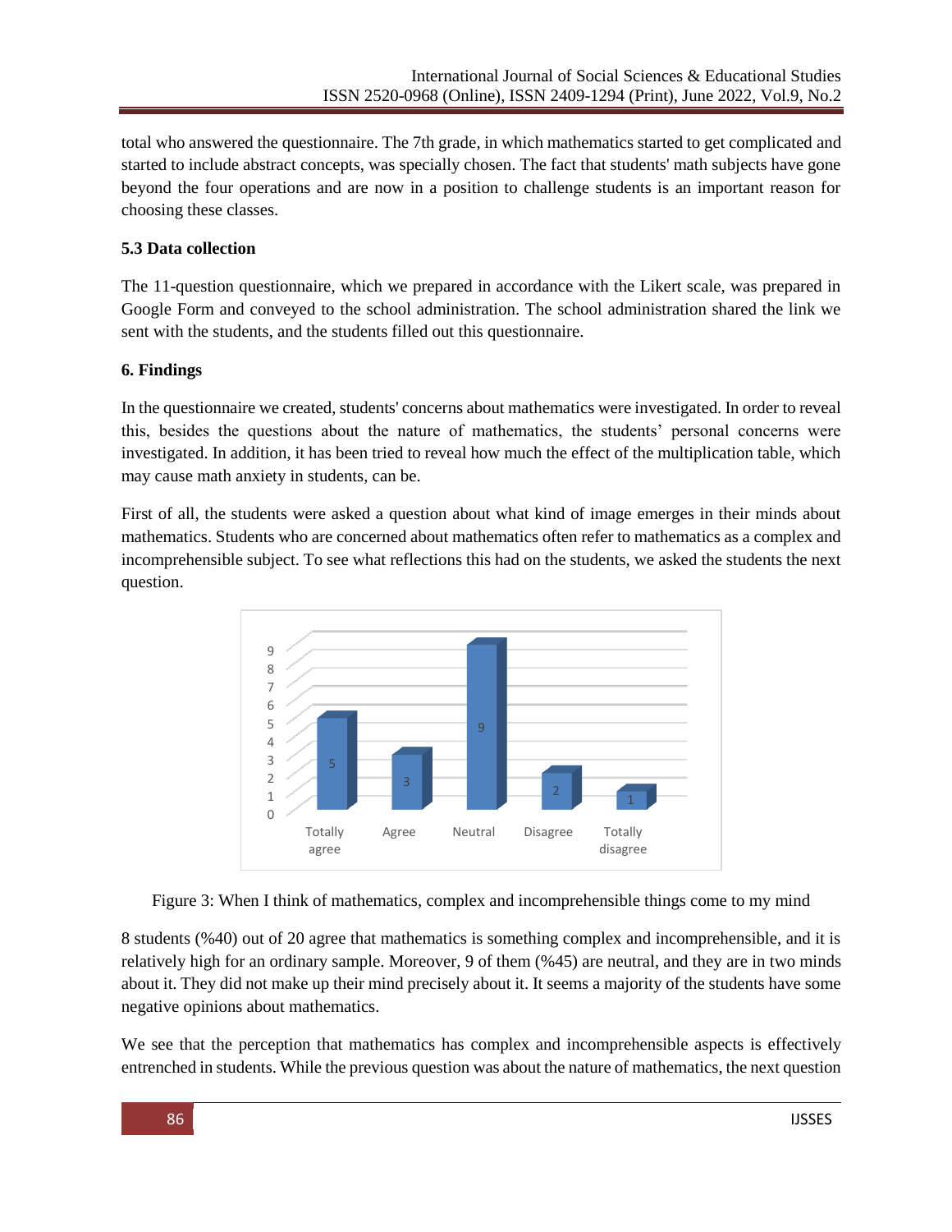total who answered the questionnaire. The 7th grade, in which mathematics started to get complicated and started to include abstract concepts, was specially chosen. The fact that students' math subjects have gone beyond the four operations and are now in a position to challenge students is an important reason for choosing these classes.

### 5.3 Data collection

The 11-question questionnaire, which we prepared in accordance with the Likert scale, was prepared in Google Form and conveyed to the school administration. The school administration shared the link we sent with the students, and the students filled out this questionnaire.

## 6. Findings

In the questionnaire we created, students' concerns about mathematics were investigated. In order to reveal this, besides the questions about the nature of mathematics, the students' personal concerns were investigated. In addition, it has been tried to reveal how much the effect of the multiplication table, which may cause math anxiety in students, can be.

First of all, the students were asked a question about what kind of image emerges in their minds about mathematics. Students who are concerned about mathematics often refer to mathematics as a complex and incomprehensible subject. To see what reflections this had on the students, we asked the students the next question.

| Totally agree | Agree | Neutral | Disagree | Totally disagree |
|---|---|---|---|---|
| 5 | 3 | 9 | 2 | 1 |

Figure 3: When I think of mathematics, complex and incomprehensible things come to my mind

8 students (%40) out of 20 agree that mathematics is something complex and incomprehensible, and it is relatively high for an ordinary sample. Moreover, 9 of them (%45) are neutral, and they are in two minds about it. They did not make up their mind precisely about it. It seems a majority of the students have some negative opinions about mathematics.

We see that the perception that mathematics has complex and incomprehensible aspects is effectively entrenched in students. While the previous question was about the nature of mathematics, the next question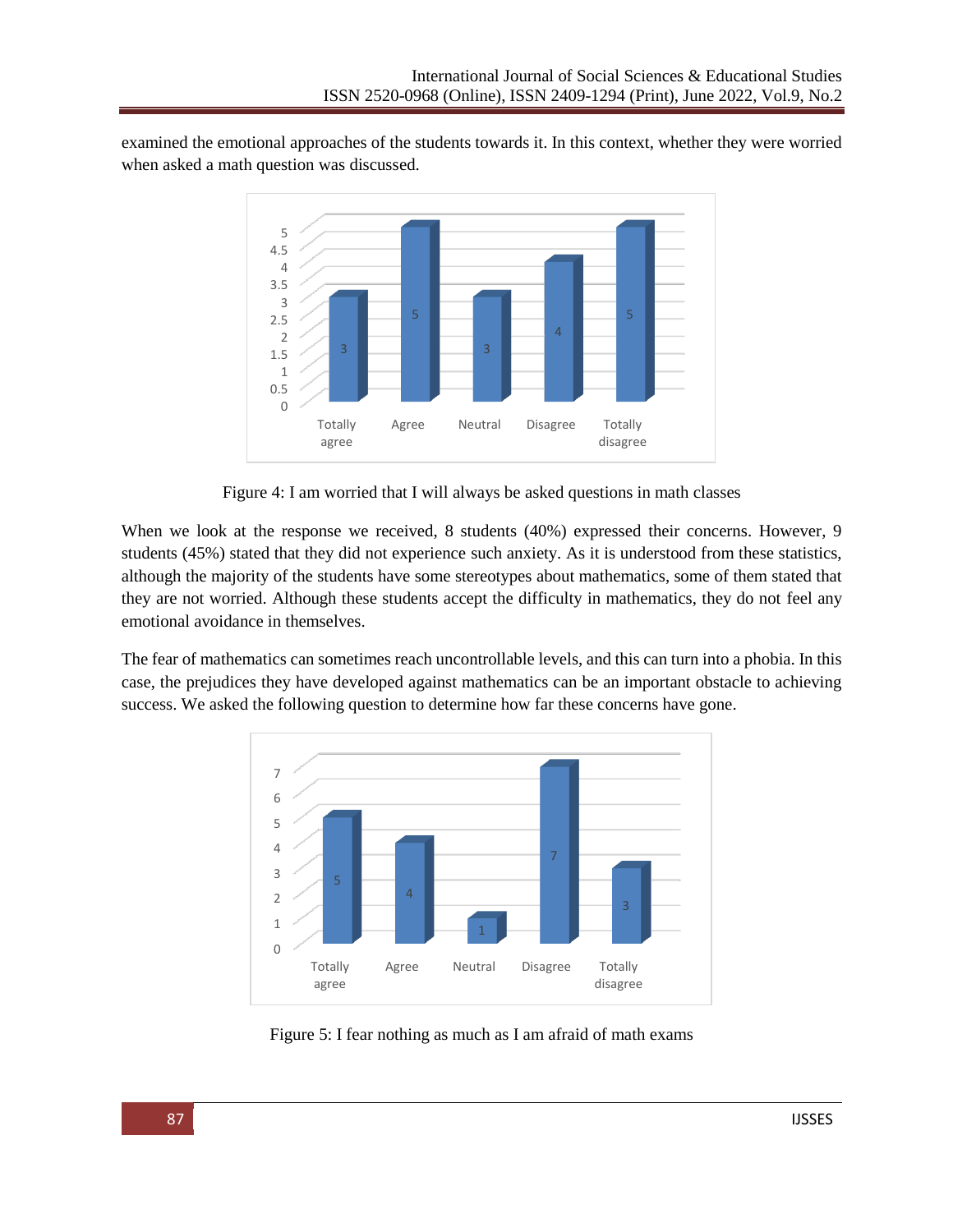examined the emotional approaches of the students towards it. In this context, whether they were worried when asked a math question was discussed.

Figure 4: I am worried that I will always be asked questions in math classes

When we look at the response we received, 8 students (40%) expressed their concerns. However, 9 students (45%) stated that they did not experience such anxiety. As it is understood from these statistics, although the majority of the students have some stereotypes about mathematics, some of them stated that they are not worried. Although these students accept the difficulty in mathematics, they do not feel any emotional avoidance in themselves.

The fear of mathematics can sometimes reach uncontrollable levels, and this can turn into a phobia. In this case, the prejudices they have developed against mathematics can be an important obstacle to achieving success. We asked the following question to determine how far these concerns have gone.

Figure 5: I fear nothing as much as I am afraid of math exams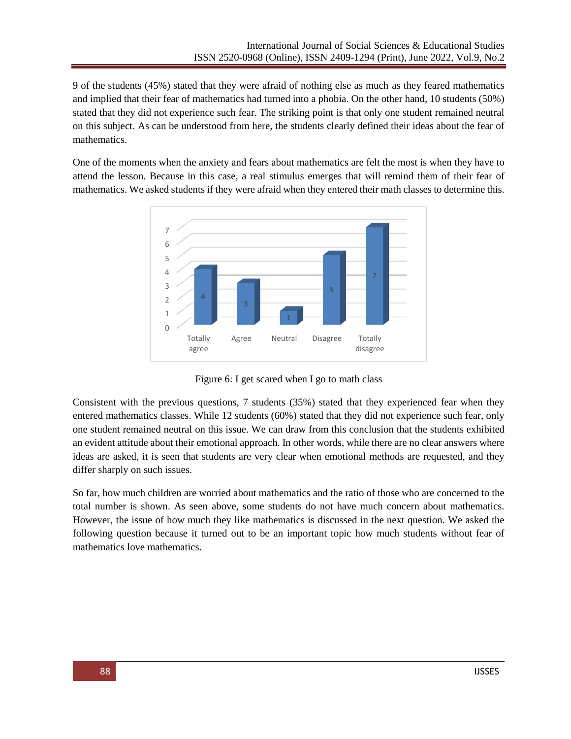9 of the students (45%) stated that they were afraid of nothing else as much as they feared mathematics and implied that their fear of mathematics had turned into a phobia. On the other hand, 10 students (50%) stated that they did not experience such fear. The striking point is that only one student remained neutral on this subject. As can be understood from here, the students clearly defined their ideas about the fear of mathematics.

One of the moments when the anxiety and fears about mathematics are felt the most is when they have to attend the lesson. Because in this case, a real stimulus emerges that will remind them of their fear of mathematics. We asked students if they were afraid when they entered their math classes to determine this.

| Response | Number of students |
| --- | --- |
| Totally agree | 4 |
| Agree | 3 |
| Neutral | 1 |
| Disagree | 5 |
| Totally disagree | 7 |

Figure 6: I get scared when I go to math class

Consistent with the previous questions, 7 students (35%) stated that they experienced fear when they entered mathematics classes. While 12 students (60%) stated that they did not experience such fear, only one student remained neutral on this issue. We can draw from this conclusion that the students exhibited an evident attitude about their emotional approach. In other words, while there are no clear answers where ideas are asked, it is seen that students are very clear when emotional methods are requested, and they differ sharply on such issues.

So far, how much children are worried about mathematics and the ratio of those who are concerned to the total number is shown. As seen above, some students do not have much concern about mathematics. However, the issue of how much they like mathematics is discussed in the next question. We asked the following question because it turned out to be an important topic how much students without fear of mathematics love mathematics.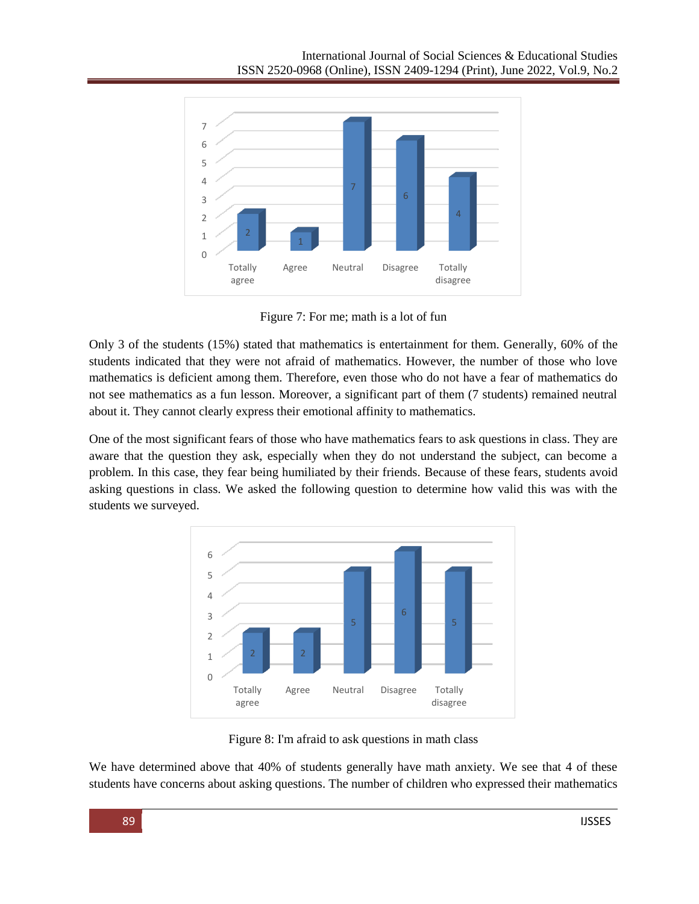Figure 7: For me; math is a lot of fun

Only 3 of the students (15%) stated that mathematics is entertainment for them. Generally, 60% of the students indicated that they were not afraid of mathematics. However, the number of those who love mathematics is deficient among them. Therefore, even those who do not have a fear of mathematics do not see mathematics as a fun lesson. Moreover, a significant part of them (7 students) remained neutral about it. They cannot clearly express their emotional affinity to mathematics.

One of the most significant fears of those who have mathematics fears to ask questions in class. They are aware that the question they ask, especially when they do not understand the subject, can become a problem. In this case, they fear being humiliated by their friends. Because of these fears, students avoid asking questions in class. We asked the following question to determine how valid this was with the students we surveyed.

Figure 8: I'm afraid to ask questions in math class

We have determined above that 40% of students generally have math anxiety. We see that 4 of these students have concerns about asking questions. The number of children who expressed their mathematics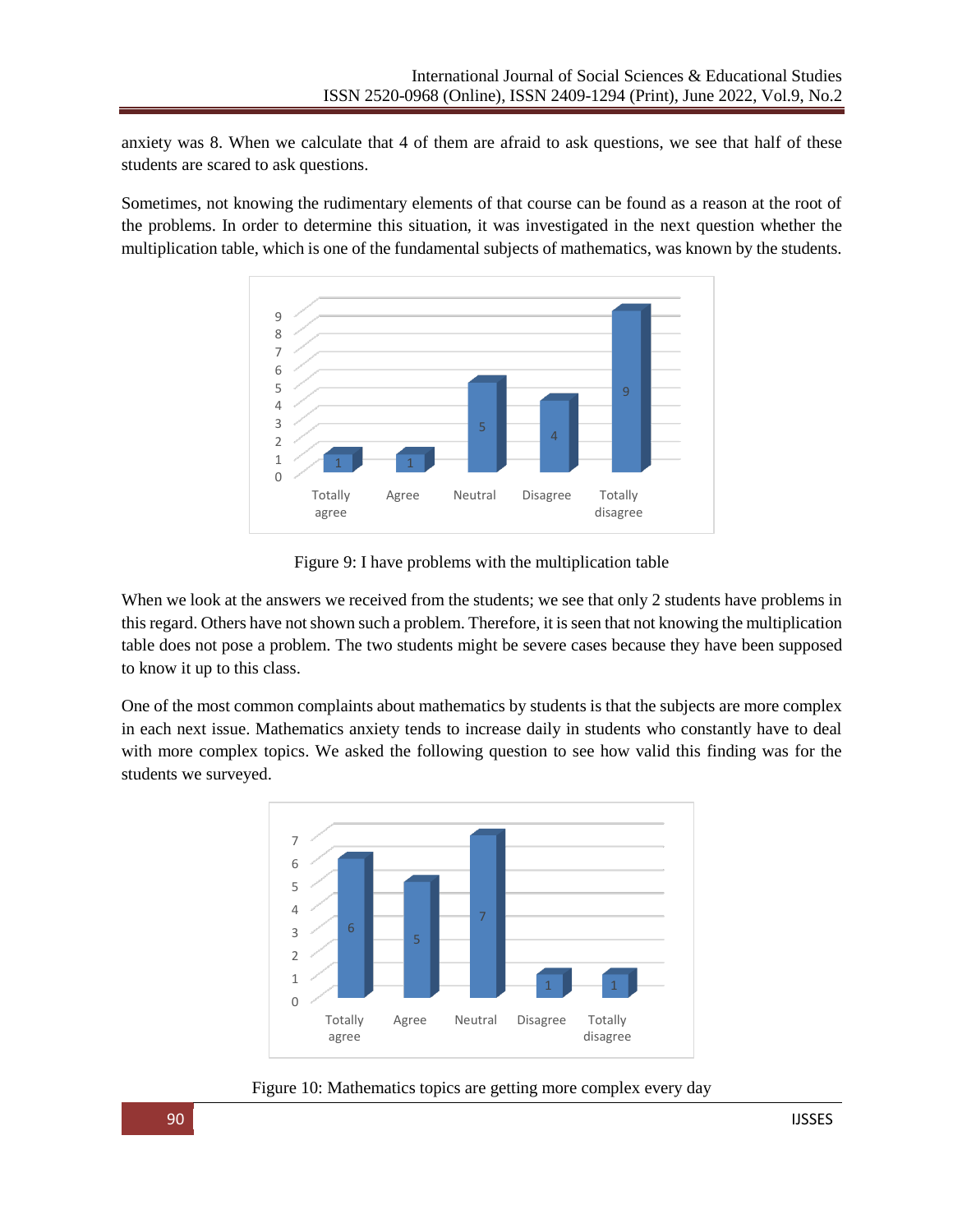anxiety was 8. When we calculate that 4 of them are afraid to ask questions, we see that half of these students are scared to ask questions.

Sometimes, not knowing the rudimentary elements of that course can be found as a reason at the root of the problems. In order to determine this situation, it was investigated in the next question whether the multiplication table, which is one of the fundamental subjects of mathematics, was known by the students.

Figure 9: I have problems with the multiplication table

When we look at the answers we received from the students; we see that only 2 students have problems in this regard. Others have not shown such a problem. Therefore, it is seen that not knowing the multiplication table does not pose a problem. The two students might be severe cases because they have been supposed to know it up to this class.

One of the most common complaints about mathematics by students is that the subjects are more complex in each next issue. Mathematics anxiety tends to increase daily in students who constantly have to deal with more complex topics. We asked the following question to see how valid this finding was for the students we surveyed.

Figure 10: Mathematics topics are getting more complex every day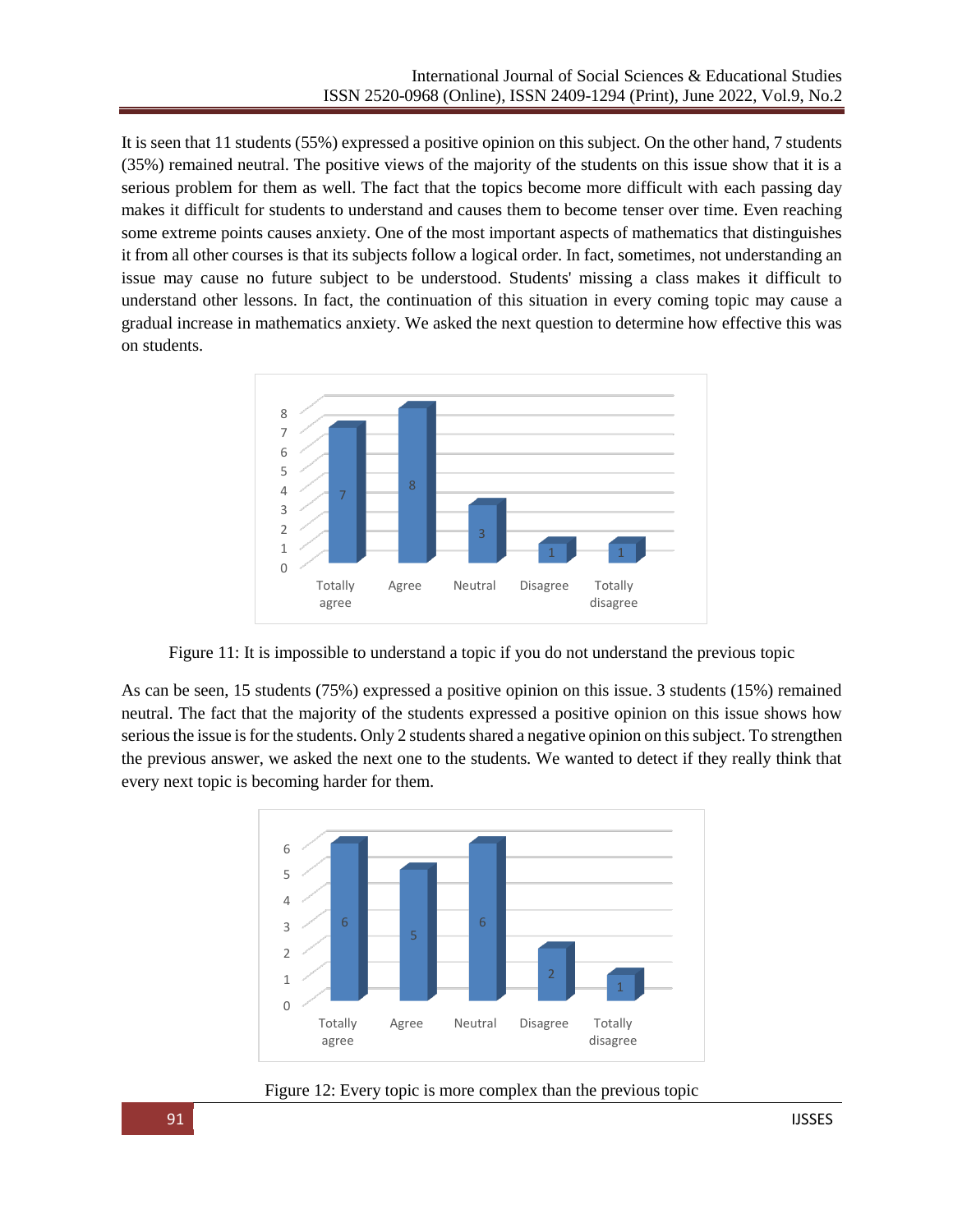It is seen that 11 students (55%) expressed a positive opinion on this subject. On the other hand, 7 students (35%) remained neutral. The positive views of the majority of the students on this issue show that it is a serious problem for them as well. The fact that the topics become more difficult with each passing day makes it difficult for students to understand and causes them to become tenser over time. Even reaching some extreme points causes anxiety. One of the most important aspects of mathematics that distinguishes it from all other courses is that its subjects follow a logical order. In fact, sometimes, not understanding an issue may cause no future subject to be understood. Students' missing a class makes it difficult to understand other lessons. In fact, the continuation of this situation in every coming topic may cause a gradual increase in mathematics anxiety. We asked the next question to determine how effective this was on students.

| Totally agree | Agree | Neutral | Disagree | Totally disagree |
|---|---|---|---|---|
| 7 | 8 | 3 | 1 | 1 |

Figure 11: It is impossible to understand a topic if you do not understand the previous topic

As can be seen, 15 students (75%) expressed a positive opinion on this issue. 3 students (15%) remained neutral. The fact that the majority of the students expressed a positive opinion on this issue shows how serious the issue is for the students. Only 2 students shared a negative opinion on this subject. To strengthen the previous answer, we asked the next one to the students. We wanted to detect if they really think that every next topic is becoming harder for them.

| Totally agree | Agree | Neutral | Disagree | Totally disagree |
|---|---|---|---|---|
| 6 | 5 | 6 | 2 | 1 |

Figure 12: Every topic is more complex than the previous topic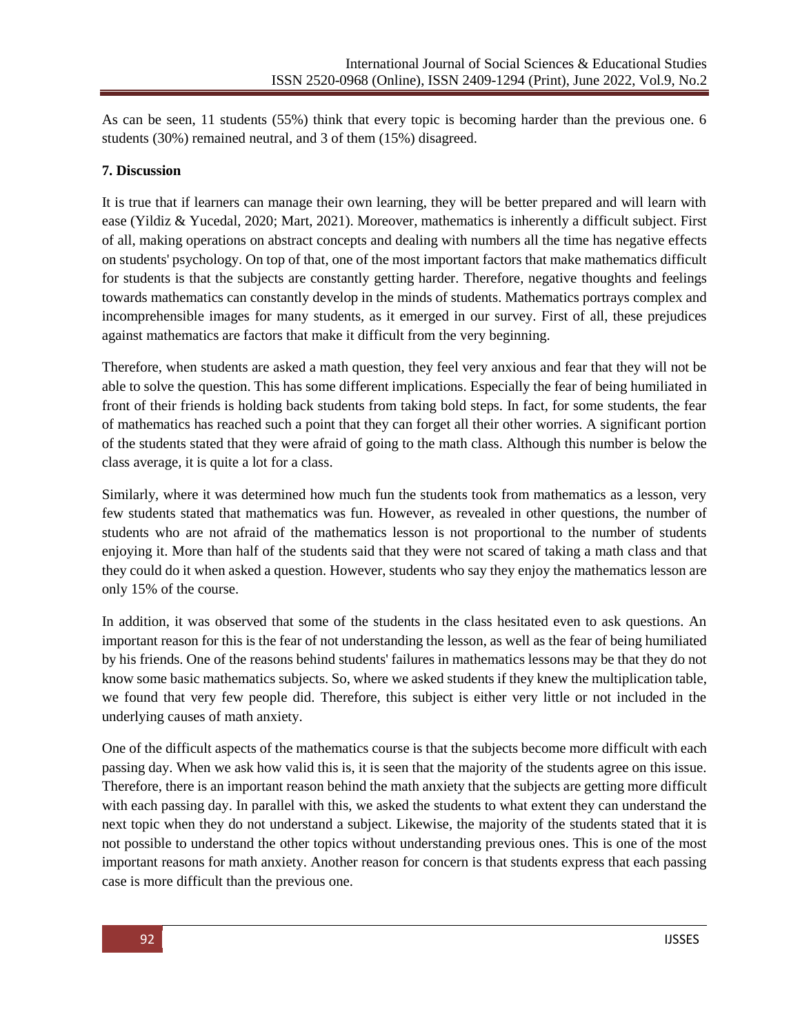As can be seen, 11 students (55%) think that every topic is becoming harder than the previous one. 6 students (30%) remained neutral, and 3 of them (15%) disagreed.

## 7. Discussion

It is true that if learners can manage their own learning, they will be better prepared and will learn with ease (Yildiz & Yucedal, 2020; Mart, 2021). Moreover, mathematics is inherently a difficult subject. First of all, making operations on abstract concepts and dealing with numbers all the time has negative effects on students' psychology. On top of that, one of the most important factors that make mathematics difficult for students is that the subjects are constantly getting harder. Therefore, negative thoughts and feelings towards mathematics can constantly develop in the minds of students. Mathematics portrays complex and incomprehensible images for many students, as it emerged in our survey. First of all, these prejudices against mathematics are factors that make it difficult from the very beginning.

Therefore, when students are asked a math question, they feel very anxious and fear that they will not be able to solve the question. This has some different implications. Especially the fear of being humiliated in front of their friends is holding back students from taking bold steps. In fact, for some students, the fear of mathematics has reached such a point that they can forget all their other worries. A significant portion of the students stated that they were afraid of going to the math class. Although this number is below the class average, it is quite a lot for a class.

Similarly, where it was determined how much fun the students took from mathematics as a lesson, very few students stated that mathematics was fun. However, as revealed in other questions, the number of students who are not afraid of the mathematics lesson is not proportional to the number of students enjoying it. More than half of the students said that they were not scared of taking a math class and that they could do it when asked a question. However, students who say they enjoy the mathematics lesson are only 15% of the course.

In addition, it was observed that some of the students in the class hesitated even to ask questions. An important reason for this is the fear of not understanding the lesson, as well as the fear of being humiliated by his friends. One of the reasons behind students' failures in mathematics lessons may be that they do not know some basic mathematics subjects. So, where we asked students if they knew the multiplication table, we found that very few people did. Therefore, this subject is either very little or not included in the underlying causes of math anxiety.

One of the difficult aspects of the mathematics course is that the subjects become more difficult with each passing day. When we ask how valid this is, it is seen that the majority of the students agree on this issue. Therefore, there is an important reason behind the math anxiety that the subjects are getting more difficult with each passing day. In parallel with this, we asked the students to what extent they can understand the next topic when they do not understand a subject. Likewise, the majority of the students stated that it is not possible to understand the other topics without understanding previous ones. This is one of the most important reasons for math anxiety. Another reason for concern is that students express that each passing case is more difficult than the previous one.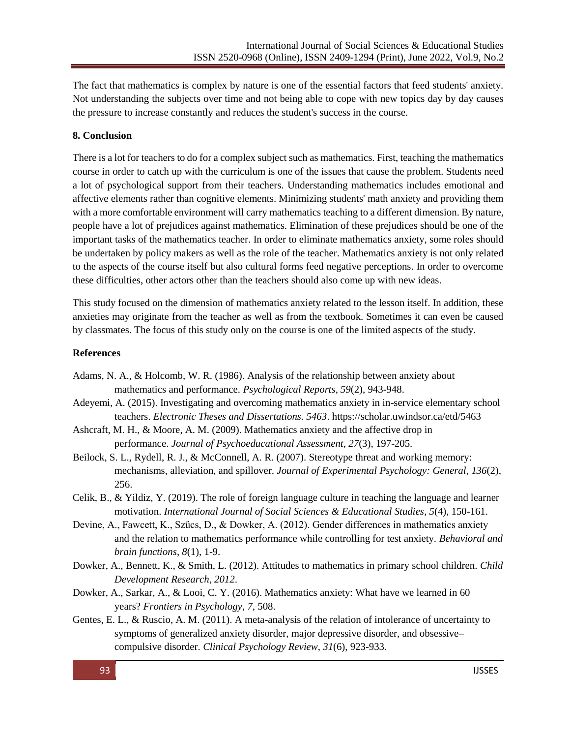The fact that mathematics is complex by nature is one of the essential factors that feed students' anxiety. Not understanding the subjects over time and not being able to cope with new topics day by day causes the pressure to increase constantly and reduces the student's success in the course.

## 8. Conclusion

There is a lot for teachers to do for a complex subject such as mathematics. First, teaching the mathematics course in order to catch up with the curriculum is one of the issues that cause the problem. Students need a lot of psychological support from their teachers. Understanding mathematics includes emotional and affective elements rather than cognitive elements. Minimizing students' math anxiety and providing them with a more comfortable environment will carry mathematics teaching to a different dimension. By nature, people have a lot of prejudices against mathematics. Elimination of these prejudices should be one of the important tasks of the mathematics teacher. In order to eliminate mathematics anxiety, some roles should be undertaken by policy makers as well as the role of the teacher. Mathematics anxiety is not only related to the aspects of the course itself but also cultural forms feed negative perceptions. In order to overcome these difficulties, other actors other than the teachers should also come up with new ideas.

This study focused on the dimension of mathematics anxiety related to the lesson itself. In addition, these anxieties may originate from the teacher as well as from the textbook. Sometimes it can even be caused by classmates. The focus of this study only on the course is one of the limited aspects of the study.

## References

Adams, N. A., & Holcomb, W. R. (1986). Analysis of the relationship between anxiety about mathematics and performance. *Psychological Reports*, *59*(2), 943-948.

Adeyemi, A. (2015). Investigating and overcoming mathematics anxiety in in-service elementary school teachers. *Electronic Theses and Dissertations. 5463*. https://scholar.uwindsor.ca/etd/5463

Ashcraft, M. H., & Moore, A. M. (2009). Mathematics anxiety and the affective drop in performance. *Journal of Psychoeducational Assessment*, *27*(3), 197-205.

Beilock, S. L., Rydell, R. J., & McConnell, A. R. (2007). Stereotype threat and working memory: mechanisms, alleviation, and spillover. *Journal of Experimental Psychology: General*, *136*(2), 256.

Celik, B., & Yildiz, Y. (2019). The role of foreign language culture in teaching the language and learner motivation. *International Journal of Social Sciences & Educational Studies*, *5*(4), 150-161.

Devine, A., Fawcett, K., Szűcs, D., & Dowker, A. (2012). Gender differences in mathematics anxiety and the relation to mathematics performance while controlling for test anxiety. *Behavioral and brain functions*, *8*(1), 1-9.

Dowker, A., Bennett, K., & Smith, L. (2012). Attitudes to mathematics in primary school children. *Child Development Research*, *2012*.

Dowker, A., Sarkar, A., & Looi, C. Y. (2016). Mathematics anxiety: What have we learned in 60 years? *Frontiers in Psychology*, *7*, 508.

Gentes, E. L., & Ruscio, A. M. (2011). A meta-analysis of the relation of intolerance of uncertainty to symptoms of generalized anxiety disorder, major depressive disorder, and obsessive–compulsive disorder. *Clinical Psychology Review*, *31*(6), 923-933.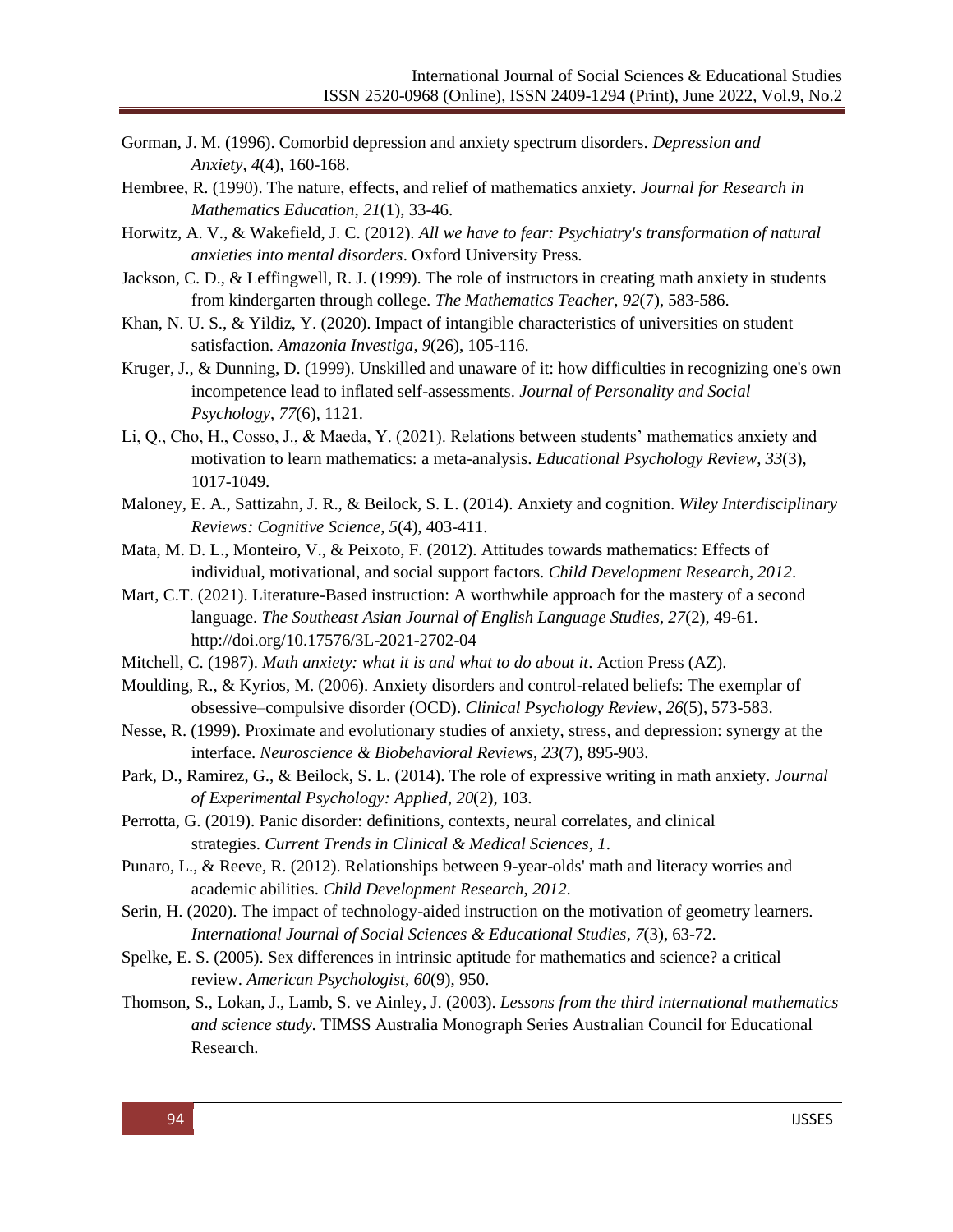Gorman, J. M. (1996). Comorbid depression and anxiety spectrum disorders. *Depression and Anxiety*, *4*(4), 160-168.

Hembree, R. (1990). The nature, effects, and relief of mathematics anxiety. *Journal for Research in Mathematics Education*, *21*(1), 33-46.

Horwitz, A. V., & Wakefield, J. C. (2012). *All we have to fear: Psychiatry's transformation of natural anxieties into mental disorders*. Oxford University Press.

Jackson, C. D., & Leffingwell, R. J. (1999). The role of instructors in creating math anxiety in students from kindergarten through college. *The Mathematics Teacher*, *92*(7), 583-586.

Khan, N. U. S., & Yildiz, Y. (2020). Impact of intangible characteristics of universities on student satisfaction. *Amazonia Investiga*, *9*(26), 105-116.

Kruger, J., & Dunning, D. (1999). Unskilled and unaware of it: how difficulties in recognizing one's own incompetence lead to inflated self-assessments. *Journal of Personality and Social Psychology*, *77*(6), 1121.

Li, Q., Cho, H., Cosso, J., & Maeda, Y. (2021). Relations between students' mathematics anxiety and motivation to learn mathematics: a meta-analysis. *Educational Psychology Review*, *33*(3), 1017-1049.

Maloney, E. A., Sattizahn, J. R., & Beilock, S. L. (2014). Anxiety and cognition. *Wiley Interdisciplinary Reviews: Cognitive Science*, *5*(4), 403-411.

Mata, M. D. L., Monteiro, V., & Peixoto, F. (2012). Attitudes towards mathematics: Effects of individual, motivational, and social support factors. *Child Development Research*, *2012*.

Mart, C.T. (2021). Literature-Based instruction: A worthwhile approach for the mastery of a second language. *The Southeast Asian Journal of English Language Studies, 27*(2), 49-61. http://doi.org/10.17576/3L-2021-2702-04

Mitchell, C. (1987). *Math anxiety: what it is and what to do about it*. Action Press (AZ).

Moulding, R., & Kyrios, M. (2006). Anxiety disorders and control-related beliefs: The exemplar of obsessive–compulsive disorder (OCD). *Clinical Psychology Review*, *26*(5), 573-583.

Nesse, R. (1999). Proximate and evolutionary studies of anxiety, stress, and depression: synergy at the interface. *Neuroscience & Biobehavioral Reviews*, *23*(7), 895-903.

Park, D., Ramirez, G., & Beilock, S. L. (2014). The role of expressive writing in math anxiety. *Journal of Experimental Psychology: Applied*, *20*(2), 103.

Perrotta, G. (2019). Panic disorder: definitions, contexts, neural correlates, and clinical strategies. *Current Trends in Clinical & Medical Sciences*, *1*.

Punaro, L., & Reeve, R. (2012). Relationships between 9-year-olds' math and literacy worries and academic abilities. *Child Development Research*, *2012*.

Serin, H. (2020). The impact of technology-aided instruction on the motivation of geometry learners. *International Journal of Social Sciences & Educational Studies*, *7*(3), 63-72.

Spelke, E. S. (2005). Sex differences in intrinsic aptitude for mathematics and science? a critical review. *American Psychologist*, *60*(9), 950.

Thomson, S., Lokan, J., Lamb, S. ve Ainley, J. (2003). *Lessons from the third international mathematics and science study.* TIMSS Australia Monograph Series Australian Council for Educational Research.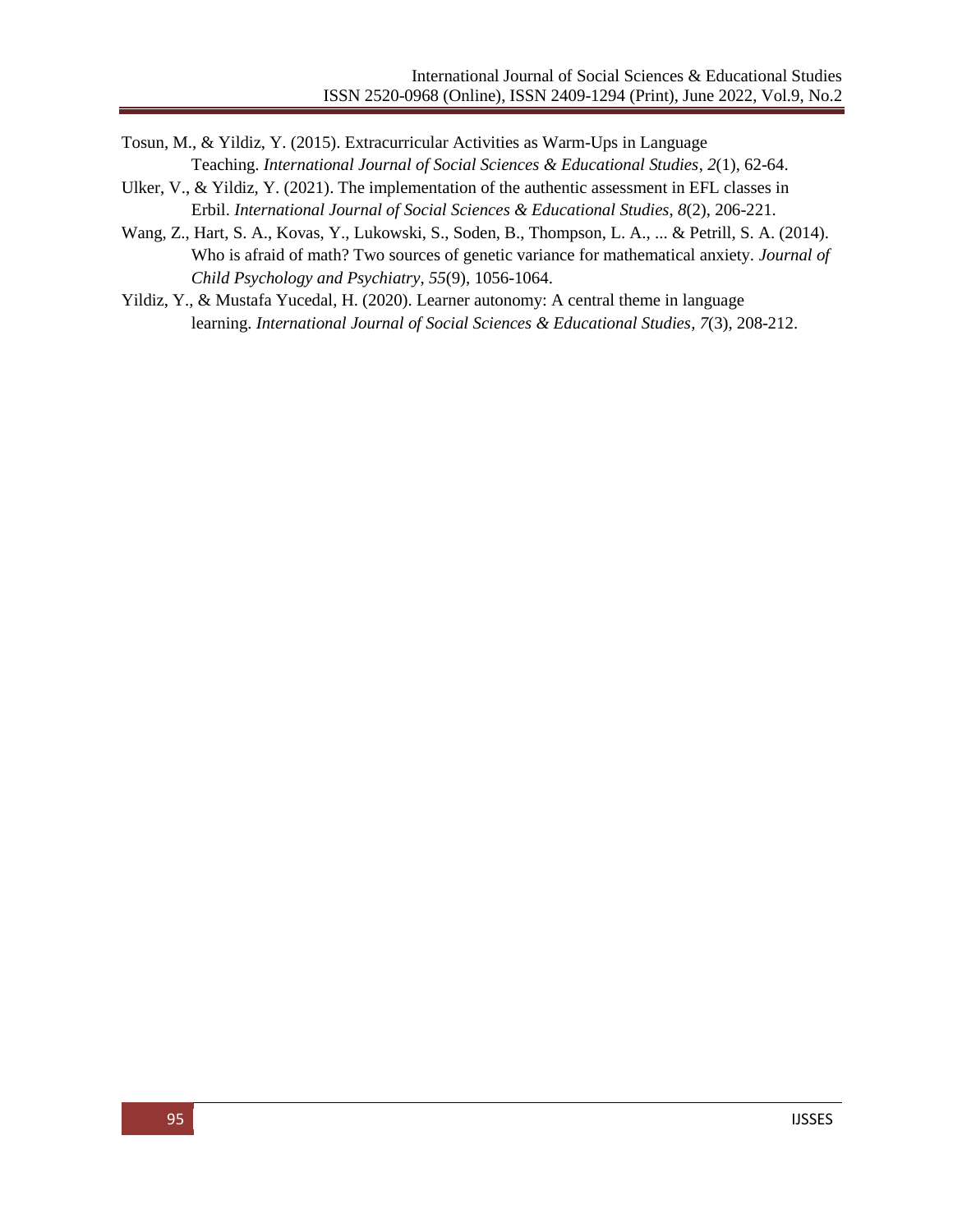Tosun, M., & Yildiz, Y. (2015). Extracurricular Activities as Warm-Ups in Language Teaching. *International Journal of Social Sciences & Educational Studies*, *2*(1), 62-64.

Ulker, V., & Yildiz, Y. (2021). The implementation of the authentic assessment in EFL classes in Erbil. *International Journal of Social Sciences & Educational Studies*, *8*(2), 206-221.

Wang, Z., Hart, S. A., Kovas, Y., Lukowski, S., Soden, B., Thompson, L. A., ... & Petrill, S. A. (2014). Who is afraid of math? Two sources of genetic variance for mathematical anxiety. *Journal of Child Psychology and Psychiatry*, *55*(9), 1056-1064.

Yildiz, Y., & Mustafa Yucedal, H. (2020). Learner autonomy: A central theme in language learning. *International Journal of Social Sciences & Educational Studies*, *7*(3), 208-212.